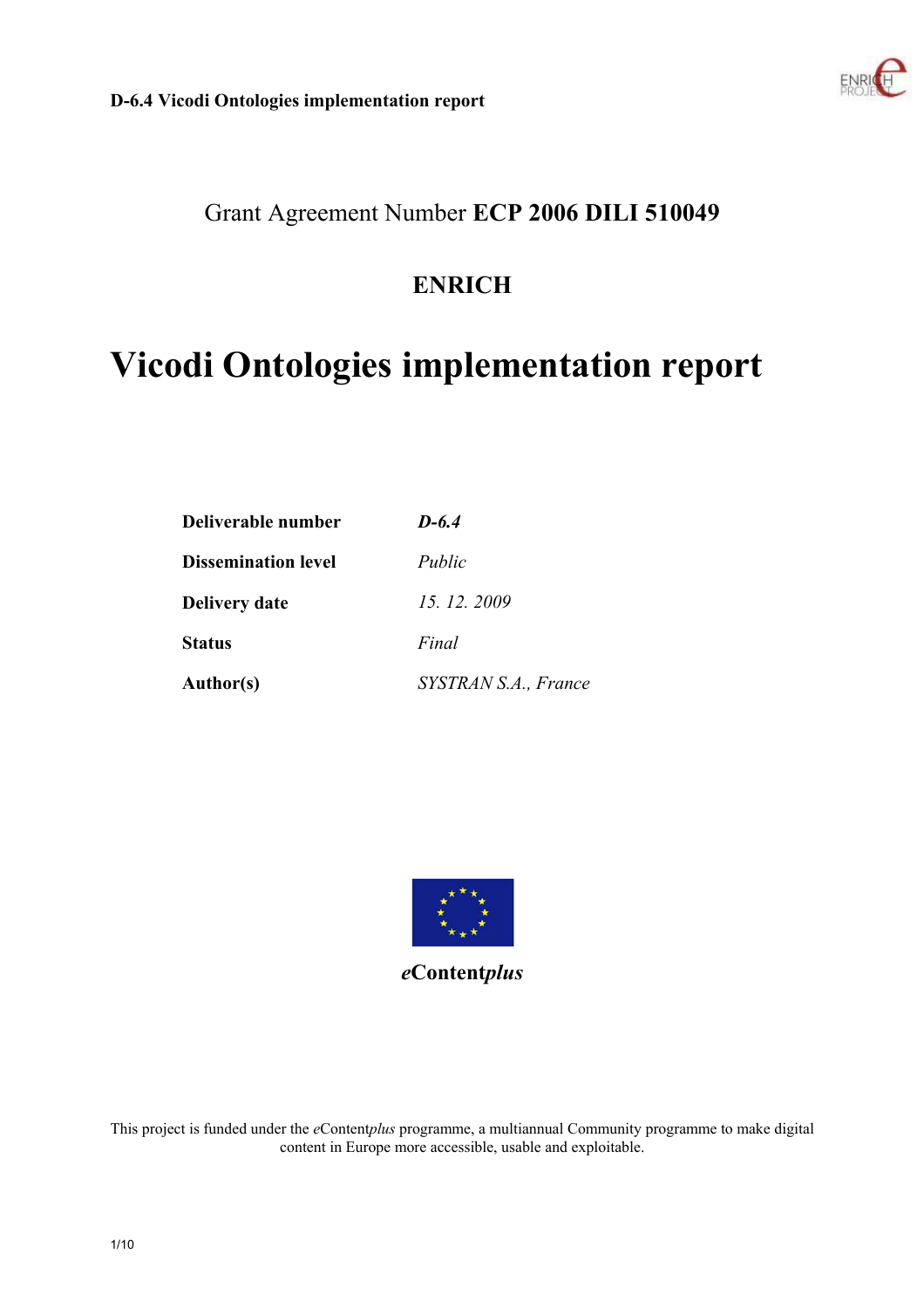Grant Agreement Number **ECP 2006 DILI 510049**

## ENRICH

# Vicodi Ontologies implementation report

| | |
|---|---|
| **Deliverable number** | ***D-6.4*** |
| **Dissemination level** | *Public* |
| **Delivery date** | *15. 12. 2009* |
| **Status** | *Final* |
| **Author(s)** | *SYSTRAN S.A., France* |

***e*Content*plus***

This project is funded under the *e*Content*plus* programme, a multiannual Community programme to make digital content in Europe more accessible, usable and exploitable.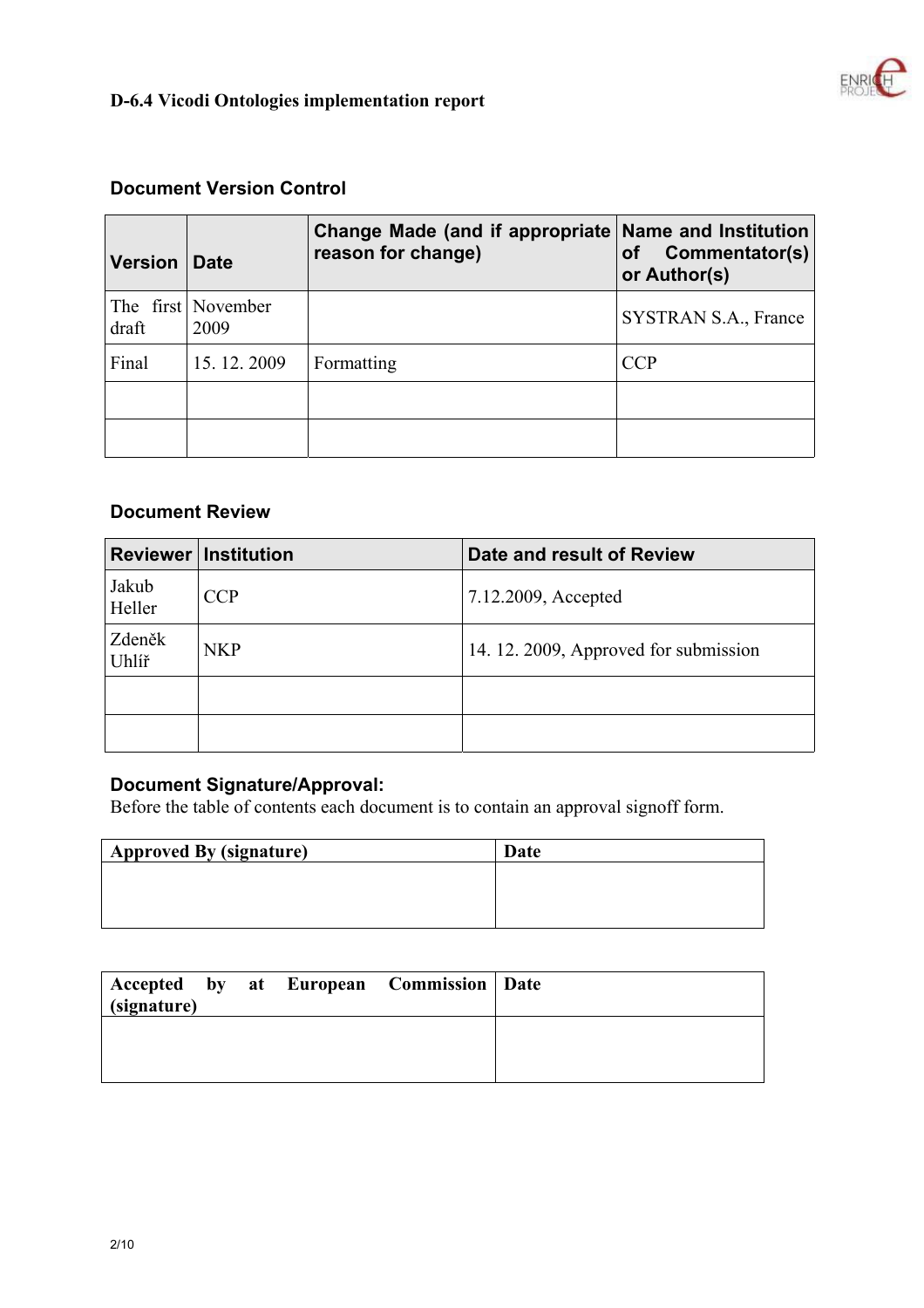## Document Version Control

| Version | Date | Change Made (and if appropriate reason for change) | Name and Institution of Commentator(s) or Author(s) |
|---|---|---|---|
| The first draft | November 2009 | | SYSTRAN S.A., France |
| Final | 15. 12. 2009 | Formatting | CCP |
| | | | |
| | | | |

## Document Review

| Reviewer | Institution | Date and result of Review |
|---|---|---|
| Jakub Heller | CCP | 7.12.2009, Accepted |
| Zdeněk Uhlíř | NKP | 14. 12. 2009, Approved for submission |
| | | |
| | | |

## Document Signature/Approval:

Before the table of contents each document is to contain an approval signoff form.

| Approved By (signature) | Date |
|---|---|
| | |

| Accepted by at European Commission (signature) | Date |
|---|---|
| | |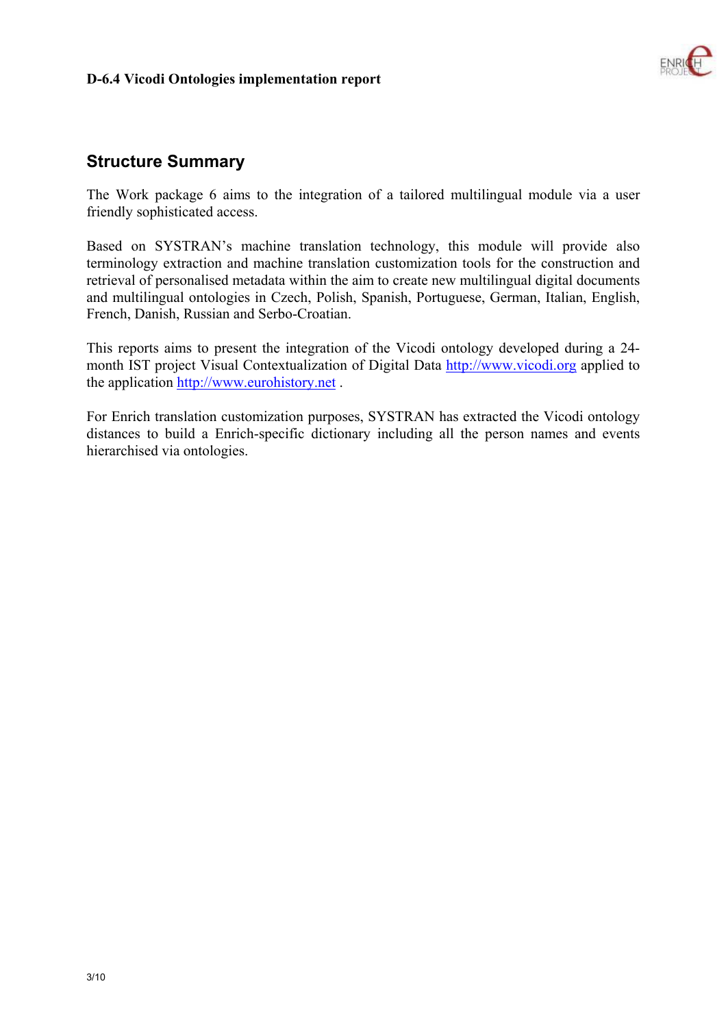## Structure Summary

The Work package 6 aims to the integration of a tailored multilingual module via a user friendly sophisticated access.

Based on SYSTRAN's machine translation technology, this module will provide also terminology extraction and machine translation customization tools for the construction and retrieval of personalised metadata within the aim to create new multilingual digital documents and multilingual ontologies in Czech, Polish, Spanish, Portuguese, German, Italian, English, French, Danish, Russian and Serbo-Croatian.

This reports aims to present the integration of the Vicodi ontology developed during a 24-month IST project Visual Contextualization of Digital Data http://www.vicodi.org applied to the application http://www.eurohistory.net .

For Enrich translation customization purposes, SYSTRAN has extracted the Vicodi ontology distances to build a Enrich-specific dictionary including all the person names and events hierarchised via ontologies.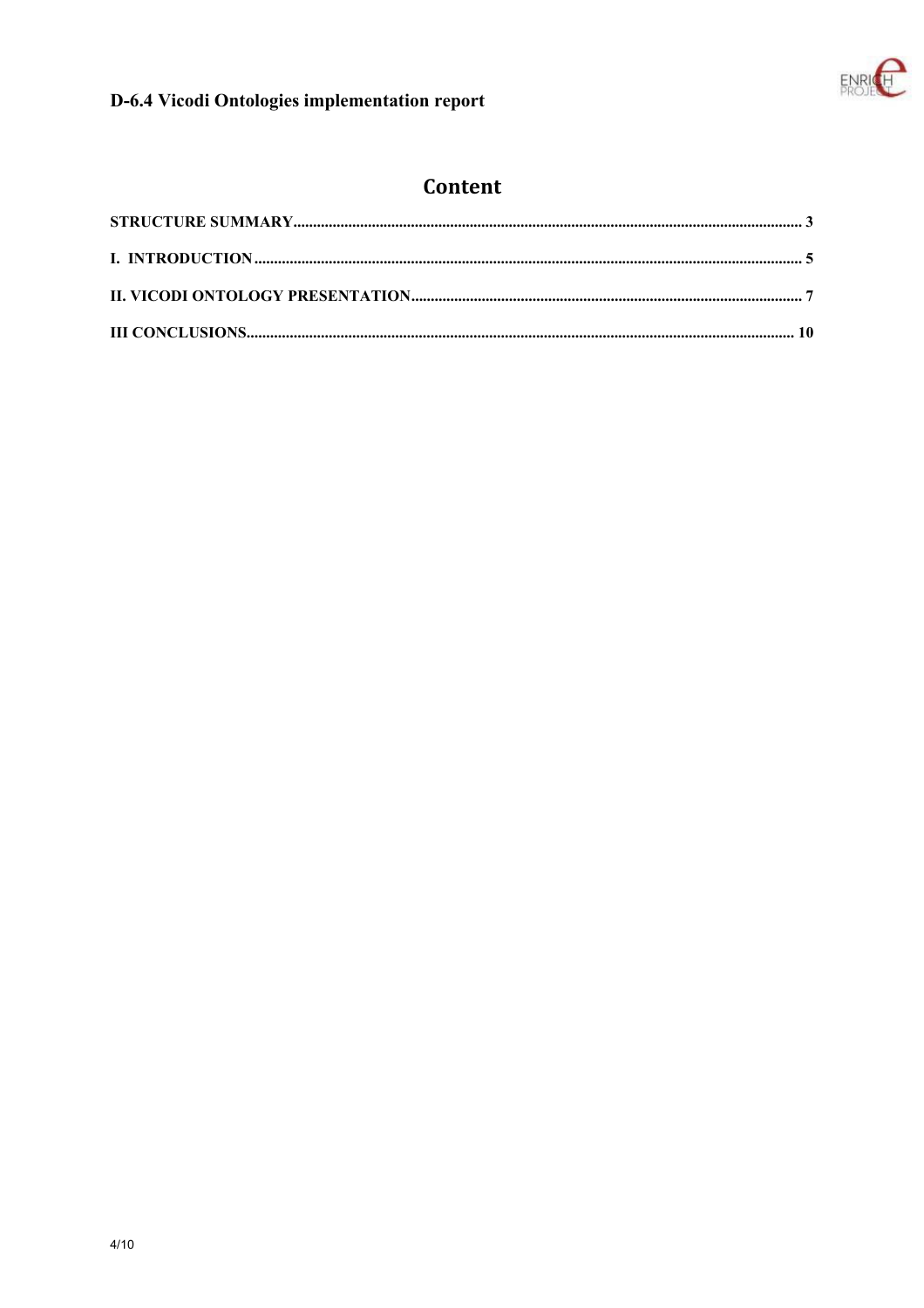# Content

**STRUCTURE SUMMARY** .......... 3

**I. INTRODUCTION** .......... 5

**II. VICODI ONTOLOGY PRESENTATION** .......... 7

**III CONCLUSIONS** .......... 10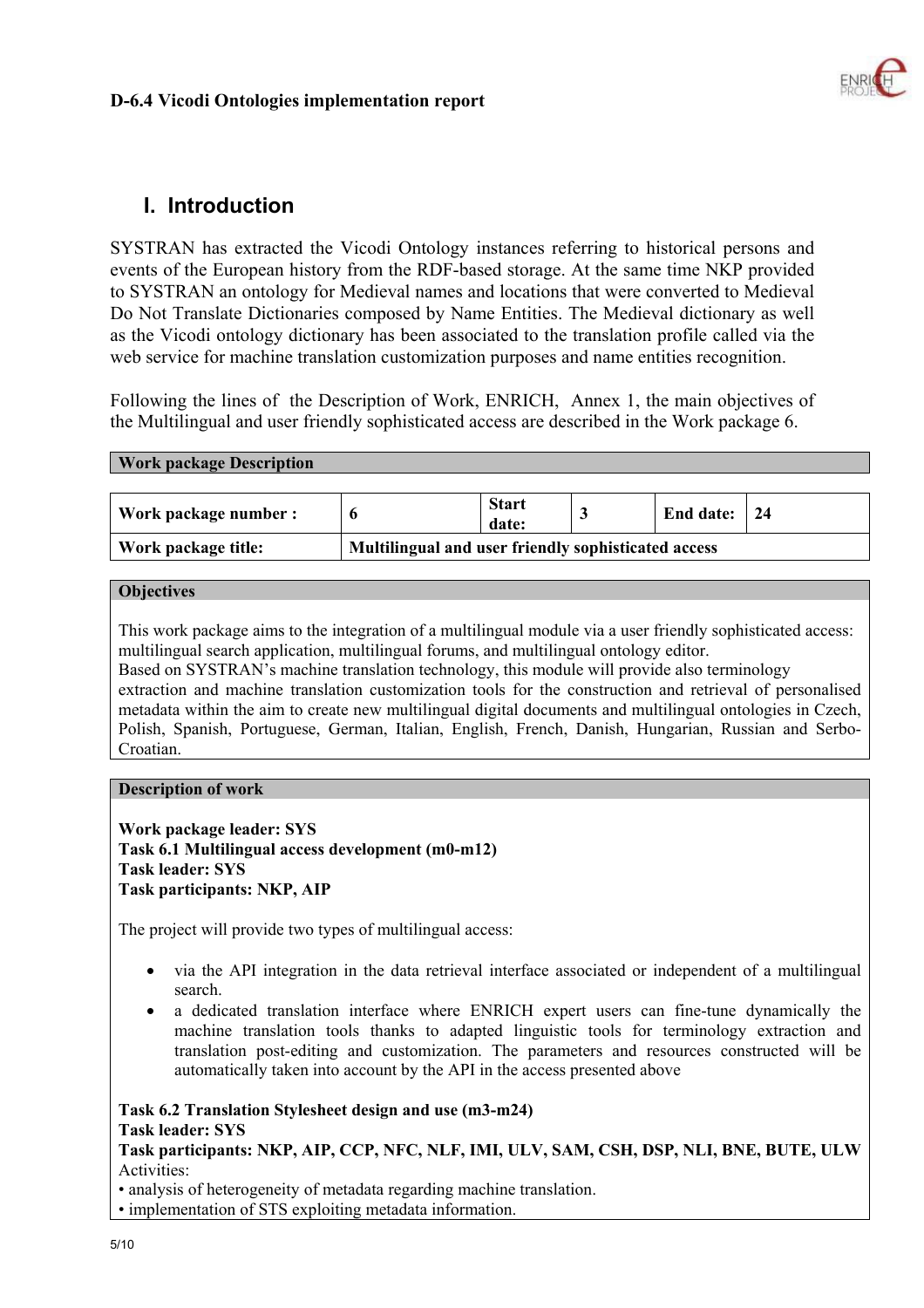# I. Introduction

SYSTRAN has extracted the Vicodi Ontology instances referring to historical persons and events of the European history from the RDF-based storage. At the same time NKP provided to SYSTRAN an ontology for Medieval names and locations that were converted to Medieval Do Not Translate Dictionaries composed by Name Entities. The Medieval dictionary as well as the Vicodi ontology dictionary has been associated to the translation profile called via the web service for machine translation customization purposes and name entities recognition.

Following the lines of the Description of Work, ENRICH, Annex 1, the main objectives of the Multilingual and user friendly sophisticated access are described in the Work package 6.

| **Work package Description** | | | | | |
|---|---|---|---|---|---|
| **Work package number :** | **6** | **Start date:** | **3** | **End date:** | **24** |
| **Work package title:** | **Multilingual and user friendly sophisticated access** | | | | |

**Objectives**

This work package aims to the integration of a multilingual module via a user friendly sophisticated access: multilingual search application, multilingual forums, and multilingual ontology editor.
Based on SYSTRAN's machine translation technology, this module will provide also terminology extraction and machine translation customization tools for the construction and retrieval of personalised metadata within the aim to create new multilingual digital documents and multilingual ontologies in Czech, Polish, Spanish, Portuguese, German, Italian, English, French, Danish, Hungarian, Russian and Serbo-Croatian.

**Description of work**

**Work package leader: SYS**
**Task 6.1 Multilingual access development (m0-m12)**
**Task leader: SYS**
**Task participants: NKP, AIP**

The project will provide two types of multilingual access:

- via the API integration in the data retrieval interface associated or independent of a multilingual search.
- a dedicated translation interface where ENRICH expert users can fine-tune dynamically the machine translation tools thanks to adapted linguistic tools for terminology extraction and translation post-editing and customization. The parameters and resources constructed will be automatically taken into account by the API in the access presented above

**Task 6.2 Translation Stylesheet design and use (m3-m24)**
**Task leader: SYS**
**Task participants: NKP, AIP, CCP, NFC, NLF, IMI, ULV, SAM, CSH, DSP, NLI, BNE, BUTE, ULW**
Activities:
• analysis of heterogeneity of metadata regarding machine translation.
• implementation of STS exploiting metadata information.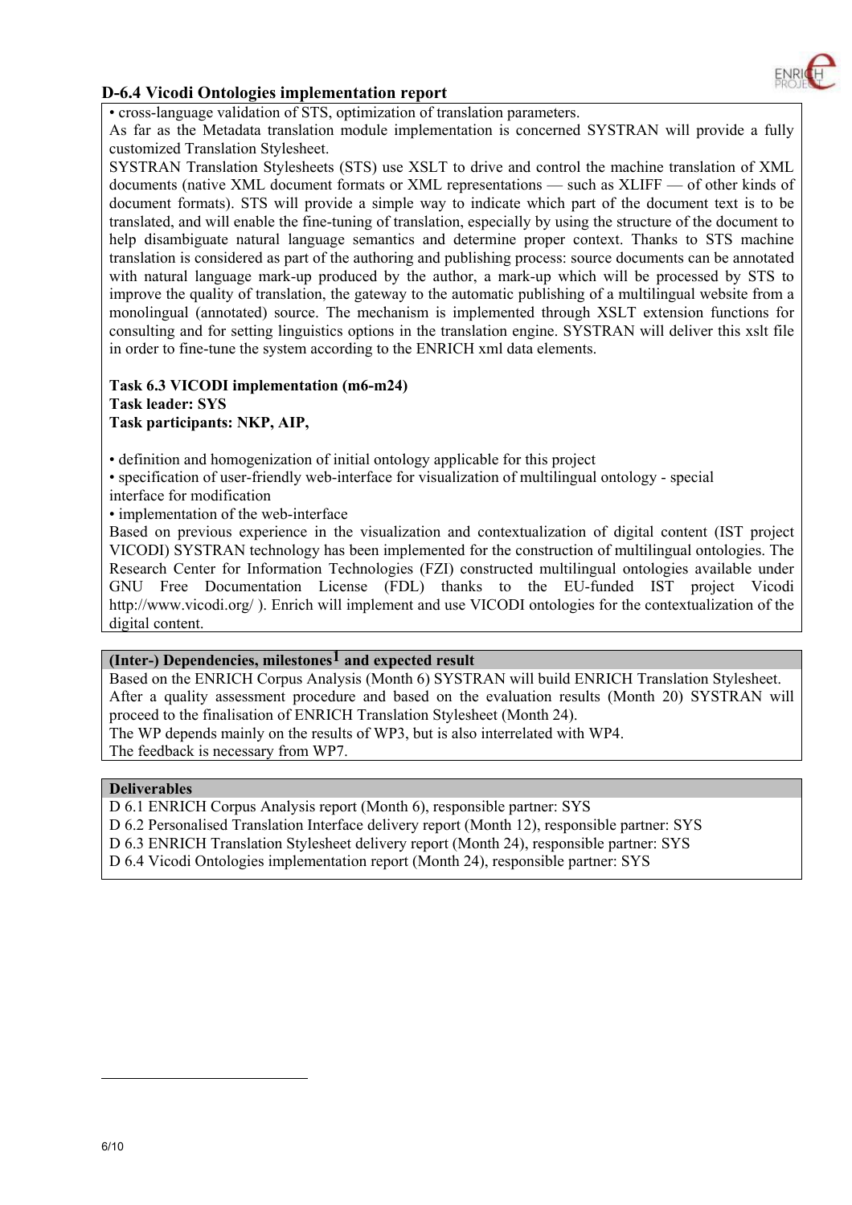• cross-language validation of STS, optimization of translation parameters.

As far as the Metadata translation module implementation is concerned SYSTRAN will provide a fully customized Translation Stylesheet.

SYSTRAN Translation Stylesheets (STS) use XSLT to drive and control the machine translation of XML documents (native XML document formats or XML representations — such as XLIFF — of other kinds of document formats). STS will provide a simple way to indicate which part of the document text is to be translated, and will enable the fine-tuning of translation, especially by using the structure of the document to help disambiguate natural language semantics and determine proper context. Thanks to STS machine translation is considered as part of the authoring and publishing process: source documents can be annotated with natural language mark-up produced by the author, a mark-up which will be processed by STS to improve the quality of translation, the gateway to the automatic publishing of a multilingual website from a monolingual (annotated) source. The mechanism is implemented through XSLT extension functions for consulting and for setting linguistics options in the translation engine. SYSTRAN will deliver this xslt file in order to fine-tune the system according to the ENRICH xml data elements.

**Task 6.3 VICODI implementation (m6-m24)**
**Task leader: SYS**
**Task participants: NKP, AIP,**

• definition and homogenization of initial ontology applicable for this project
• specification of user-friendly web-interface for visualization of multilingual ontology - special interface for modification
• implementation of the web-interface

Based on previous experience in the visualization and contextualization of digital content (IST project VICODI) SYSTRAN technology has been implemented for the construction of multilingual ontologies. The Research Center for Information Technologies (FZI) constructed multilingual ontologies available under GNU Free Documentation License (FDL) thanks to the EU-funded IST project Vicodi http://www.vicodi.org/ ). Enrich will implement and use VICODI ontologies for the contextualization of the digital content.

**(Inter-) Dependencies, milestones[1] and expected result**

Based on the ENRICH Corpus Analysis (Month 6) SYSTRAN will build ENRICH Translation Stylesheet. After a quality assessment procedure and based on the evaluation results (Month 20) SYSTRAN will proceed to the finalisation of ENRICH Translation Stylesheet (Month 24).

The WP depends mainly on the results of WP3, but is also interrelated with WP4.

The feedback is necessary from WP7.

**Deliverables**

D 6.1 ENRICH Corpus Analysis report (Month 6), responsible partner: SYS
D 6.2 Personalised Translation Interface delivery report (Month 12), responsible partner: SYS
D 6.3 ENRICH Translation Stylesheet delivery report (Month 24), responsible partner: SYS
D 6.4 Vicodi Ontologies implementation report (Month 24), responsible partner: SYS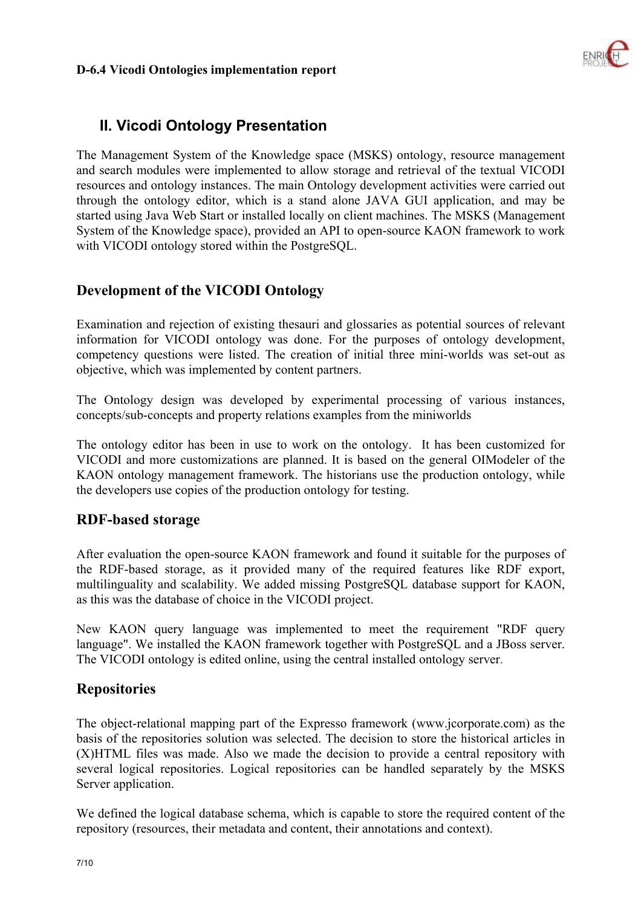## II. Vicodi Ontology Presentation

The Management System of the Knowledge space (MSKS) ontology, resource management and search modules were implemented to allow storage and retrieval of the textual VICODI resources and ontology instances. The main Ontology development activities were carried out through the ontology editor, which is a stand alone JAVA GUI application, and may be started using Java Web Start or installed locally on client machines. The MSKS (Management System of the Knowledge space), provided an API to open-source KAON framework to work with VICODI ontology stored within the PostgreSQL.

### Development of the VICODI Ontology

Examination and rejection of existing thesauri and glossaries as potential sources of relevant information for VICODI ontology was done. For the purposes of ontology development, competency questions were listed. The creation of initial three mini-worlds was set-out as objective, which was implemented by content partners.

The Ontology design was developed by experimental processing of various instances, concepts/sub-concepts and property relations examples from the miniworlds

The ontology editor has been in use to work on the ontology. It has been customized for VICODI and more customizations are planned. It is based on the general OIModeler of the KAON ontology management framework. The historians use the production ontology, while the developers use copies of the production ontology for testing.

### RDF-based storage

After evaluation the open-source KAON framework and found it suitable for the purposes of the RDF-based storage, as it provided many of the required features like RDF export, multilinguality and scalability. We added missing PostgreSQL database support for KAON, as this was the database of choice in the VICODI project.

New KAON query language was implemented to meet the requirement "RDF query language". We installed the KAON framework together with PostgreSQL and a JBoss server. The VICODI ontology is edited online, using the central installed ontology server.

### Repositories

The object-relational mapping part of the Expresso framework (www.jcorporate.com) as the basis of the repositories solution was selected. The decision to store the historical articles in (X)HTML files was made. Also we made the decision to provide a central repository with several logical repositories. Logical repositories can be handled separately by the MSKS Server application.

We defined the logical database schema, which is capable to store the required content of the repository (resources, their metadata and content, their annotations and context).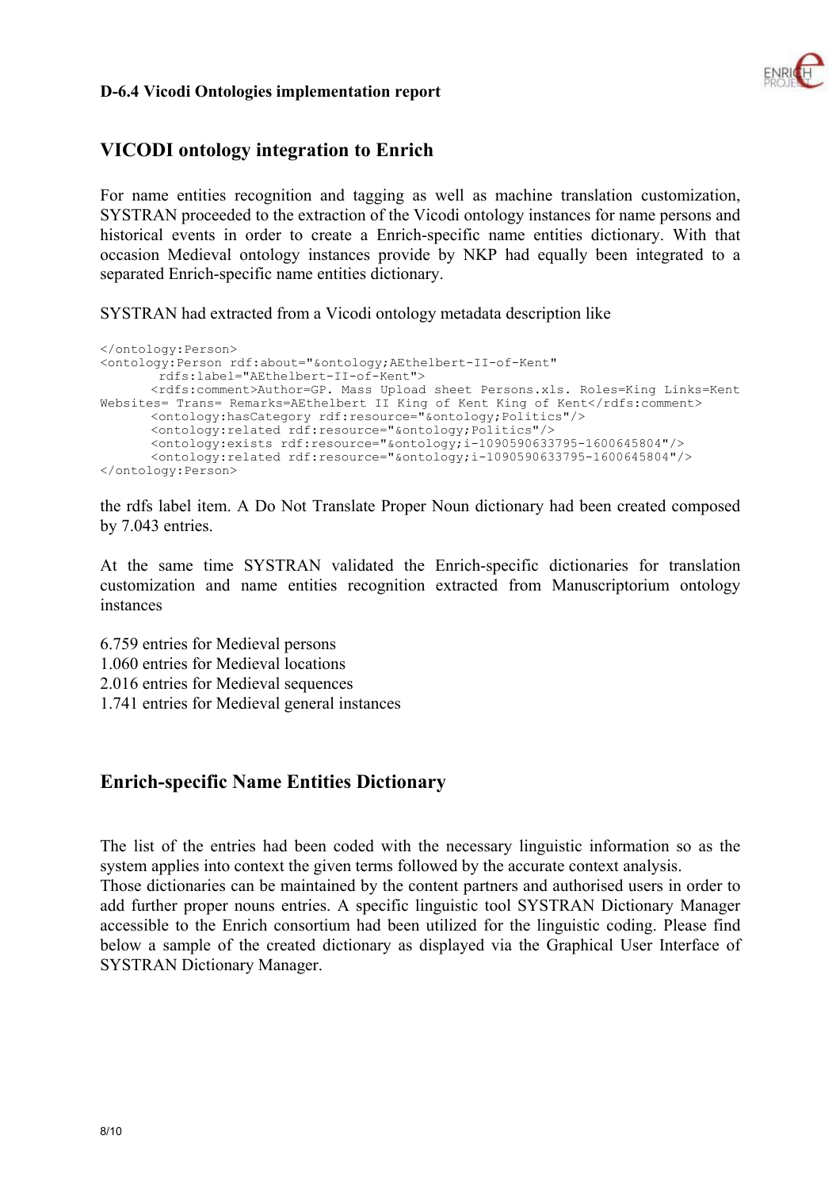## VICODI ontology integration to Enrich

For name entities recognition and tagging as well as machine translation customization, SYSTRAN proceeded to the extraction of the Vicodi ontology instances for name persons and historical events in order to create a Enrich-specific name entities dictionary. With that occasion Medieval ontology instances provide by NKP had equally been integrated to a separated Enrich-specific name entities dictionary.

SYSTRAN had extracted from a Vicodi ontology metadata description like

```
</ontology:Person>
<ontology:Person rdf:about="&ontology;AEthelbert-II-of-Kent"
        rdfs:label="AEthelbert-II-of-Kent">
        <rdfs:comment>Author=GP. Mass Upload sheet Persons.xls. Roles=King Links=Kent
Websites= Trans= Remarks=AEthelbert II King of Kent King of Kent</rdfs:comment>
        <ontology:hasCategory rdf:resource="&ontology;Politics"/>
        <ontology:related rdf:resource="&ontology;Politics"/>
        <ontology:exists rdf:resource="&ontology;i-1090590633795-1600645804"/>
        <ontology:related rdf:resource="&ontology;i-1090590633795-1600645804"/>
</ontology:Person>
```

the rdfs label item. A Do Not Translate Proper Noun dictionary had been created composed by 7.043 entries.

At the same time SYSTRAN validated the Enrich-specific dictionaries for translation customization and name entities recognition extracted from Manuscriptorium ontology instances

6.759 entries for Medieval persons
1.060 entries for Medieval locations
2.016 entries for Medieval sequences
1.741 entries for Medieval general instances

## Enrich-specific Name Entities Dictionary

The list of the entries had been coded with the necessary linguistic information so as the system applies into context the given terms followed by the accurate context analysis.
Those dictionaries can be maintained by the content partners and authorised users in order to add further proper nouns entries. A specific linguistic tool SYSTRAN Dictionary Manager accessible to the Enrich consortium had been utilized for the linguistic coding. Please find below a sample of the created dictionary as displayed via the Graphical User Interface of SYSTRAN Dictionary Manager.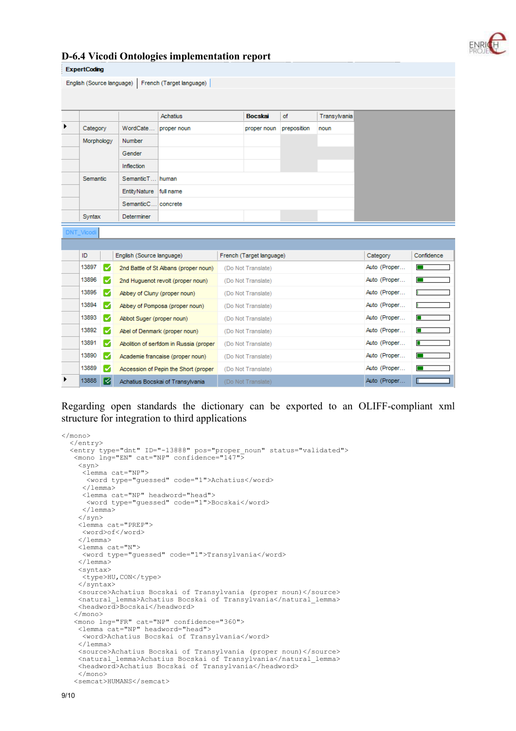# D-6.4 Vicodi Ontologies implementation report

**ExpertCoding**

English (Source language) | French (Target language)

| | | Achatius | Bocskai | of | Transylvania |
|---|---|---|---|---|---|
| Category | WordCate… | proper noun | proper noun | preposition | noun |
| Morphology | Number | | | | |
| | Gender | | | | |
| | Inflection | | | | |
| Semantic | SemanticT… | human | | | |
| | EntityNature | full name | | | |
| | SemanticC… | concrete | | | |
| Syntax | Determiner | | | | |

DNT_Vicodi

| ID | | English (Source language) | French (Target language) | Category | Confidence |
|---|---|---|---|---|---|
| 13897 | ✓ | 2nd Battle of St Albans (proper noun) | (Do Not Translate) | Auto (Proper… | |
| 13896 | ✓ | 2nd Huguenot revolt (proper noun) | (Do Not Translate) | Auto (Proper… | |
| 13895 | ✓ | Abbey of Cluny (proper noun) | (Do Not Translate) | Auto (Proper… | |
| 13894 | ✓ | Abbey of Pomposa (proper noun) | (Do Not Translate) | Auto (Proper… | |
| 13893 | ✓ | Abbot Suger (proper noun) | (Do Not Translate) | Auto (Proper… | |
| 13892 | ✓ | Abel of Denmark (proper noun) | (Do Not Translate) | Auto (Proper… | |
| 13891 | ✓ | Abolition of serfdom in Russia (proper | (Do Not Translate) | Auto (Proper… | |
| 13890 | ✓ | Academie francaise (proper noun) | (Do Not Translate) | Auto (Proper… | |
| 13889 | ✓ | Accession of Pepin the Short (proper | (Do Not Translate) | Auto (Proper… | |
| 13888 | ✓ | Achatius Bocskai of Transylvania | (Do Not Translate) | Auto (Proper… | |

Regarding open standards the dictionary can be exported to an OLIFF-compliant xml structure for integration to third applications

```
</mono>
  </entry>
  <entry type="dnt" ID="-13888" pos="proper_noun" status="validated">
   <mono lng="EN" cat="NP" confidence="147">
    <syn>
     <lemma cat="NP">
      <word type="guessed" code="1">Achatius</word>
     </lemma>
     <lemma cat="NP" headword="head">
      <word type="guessed" code="1">Bocskai</word>
     </lemma>
    </syn>
    <lemma cat="PREP">
     <word>of</word>
    </lemma>
    <lemma cat="N">
     <word type="guessed" code="1">Transylvania</word>
    </lemma>
    <syntax>
     <type>HU,CON</type>
    </syntax>
    <source>Achatius Bocskai of Transylvania (proper noun)</source>
    <natural_lemma>Achatius Bocskai of Transylvania</natural_lemma>
    <headword>Bocskai</headword>
   </mono>
   <mono lng="FR" cat="NP" confidence="360">
    <lemma cat="NP" headword="head">
     <word>Achatius Bocskai of Transylvania</word>
    </lemma>
    <source>Achatius Bocskai of Transylvania (proper noun)</source>
    <natural_lemma>Achatius Bocskai of Transylvania</natural_lemma>
    <headword>Achatius Bocskai of Transylvania</headword>
    </mono>
   <semcat>HUMANS</semcat>
```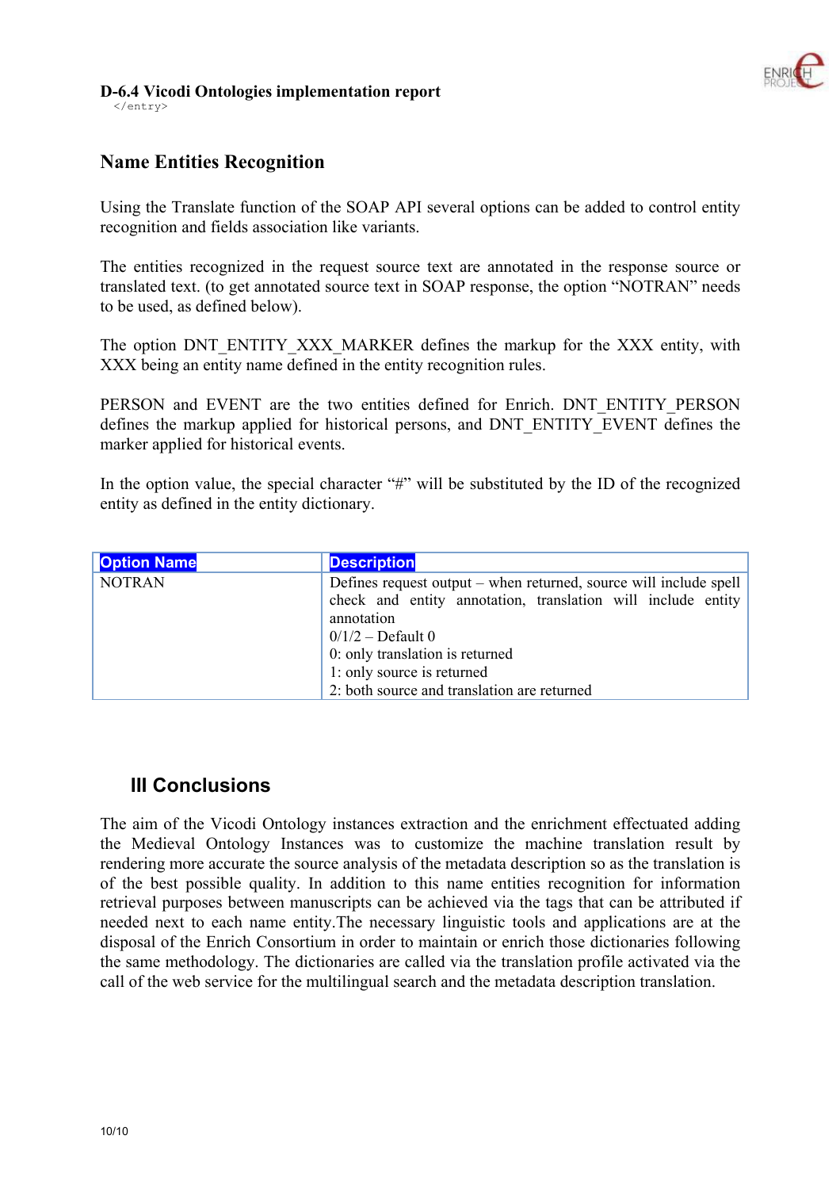```
</entry>
```

## Name Entities Recognition

Using the Translate function of the SOAP API several options can be added to control entity recognition and fields association like variants.

The entities recognized in the request source text are annotated in the response source or translated text. (to get annotated source text in SOAP response, the option "NOTRAN" needs to be used, as defined below).

The option DNT_ENTITY_XXX_MARKER defines the markup for the XXX entity, with XXX being an entity name defined in the entity recognition rules.

PERSON and EVENT are the two entities defined for Enrich. DNT_ENTITY_PERSON defines the markup applied for historical persons, and DNT_ENTITY_EVENT defines the marker applied for historical events.

In the option value, the special character "#" will be substituted by the ID of the recognized entity as defined in the entity dictionary.

| Option Name | Description |
|---|---|
| NOTRAN | Defines request output – when returned, source will include spell check and entity annotation, translation will include entity annotation<br>0/1/2 – Default 0<br>0: only translation is returned<br>1: only source is returned<br>2: both source and translation are returned |

## III Conclusions

The aim of the Vicodi Ontology instances extraction and the enrichment effectuated adding the Medieval Ontology Instances was to customize the machine translation result by rendering more accurate the source analysis of the metadata description so as the translation is of the best possible quality. In addition to this name entities recognition for information retrieval purposes between manuscripts can be achieved via the tags that can be attributed if needed next to each name entity.The necessary linguistic tools and applications are at the disposal of the Enrich Consortium in order to maintain or enrich those dictionaries following the same methodology. The dictionaries are called via the translation profile activated via the call of the web service for the multilingual search and the metadata description translation.